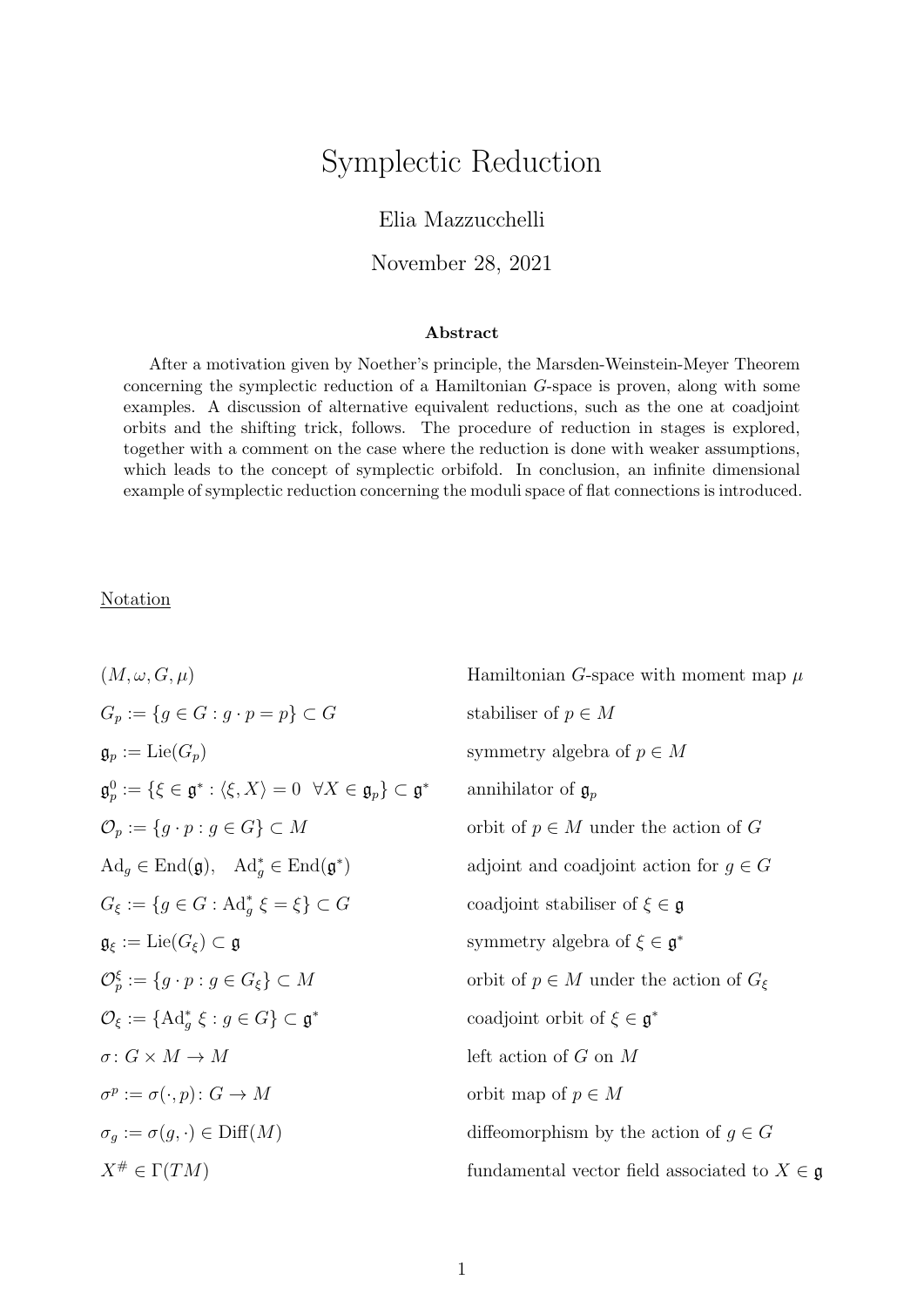# Symplectic Reduction

Elia Mazzucchelli

November 28, 2021

**Abstract**

After a motivation given by Noether's principle, the Marsden-Weinstein-Meyer Theorem concerning the symplectic reduction of a Hamiltonian $G$-space is proven, along with some examples. A discussion of alternative equivalent reductions, such as the one at coadjoint orbits and the shifting trick, follows. The procedure of reduction in stages is explored, together with a comment on the case where the reduction is done with weaker assumptions, which leads to the concept of symplectic orbifold. In conclusion, an infinite dimensional example of symplectic reduction concerning the moduli space of flat connections is introduced.

Notation

| | |
|---|---|
| $(M, \omega, G, \mu)$ | Hamiltonian $G$-space with moment map $\mu$ |
| $G_p := \{g \in G : g \cdot p = p\} \subset G$ | stabiliser of $p \in M$ |
| $\mathfrak{g}_p := \mathrm{Lie}(G_p)$ | symmetry algebra of $p \in M$ |
| $\mathfrak{g}_p^0 := \{\xi \in \mathfrak{g}^* : \langle \xi, X \rangle = 0 \ \ \forall X \in \mathfrak{g}_p\} \subset \mathfrak{g}^*$ | annihilator of $\mathfrak{g}_p$ |
| $\mathcal{O}_p := \{g \cdot p : g \in G\} \subset M$ | orbit of $p \in M$ under the action of $G$ |
| $\mathrm{Ad}_g \in \mathrm{End}(\mathfrak{g}), \quad \mathrm{Ad}_g^* \in \mathrm{End}(\mathfrak{g}^*)$ | adjoint and coadjoint action for $g \in G$ |
| $G_\xi := \{g \in G : \mathrm{Ad}_g^* \xi = \xi\} \subset G$ | coadjoint stabiliser of $\xi \in \mathfrak{g}$ |
| $\mathfrak{g}_\xi := \mathrm{Lie}(G_\xi) \subset \mathfrak{g}$ | symmetry algebra of $\xi \in \mathfrak{g}^*$ |
| $\mathcal{O}_p^\xi := \{g \cdot p : g \in G_\xi\} \subset M$ | orbit of $p \in M$ under the action of $G_\xi$ |
| $\mathcal{O}_\xi := \{\mathrm{Ad}_g^* \xi : g \in G\} \subset \mathfrak{g}^*$ | coadjoint orbit of $\xi \in \mathfrak{g}^*$ |
| $\sigma \colon G \times M \to M$ | left action of $G$ on $M$ |
| $\sigma^p := \sigma(\cdot, p) \colon G \to M$ | orbit map of $p \in M$ |
| $\sigma_g := \sigma(g, \cdot) \in \mathrm{Diff}(M)$ | diffeomorphism by the action of $g \in G$ |
| $X^\# \in \Gamma(TM)$ | fundamental vector field associated to $X \in \mathfrak{g}$ |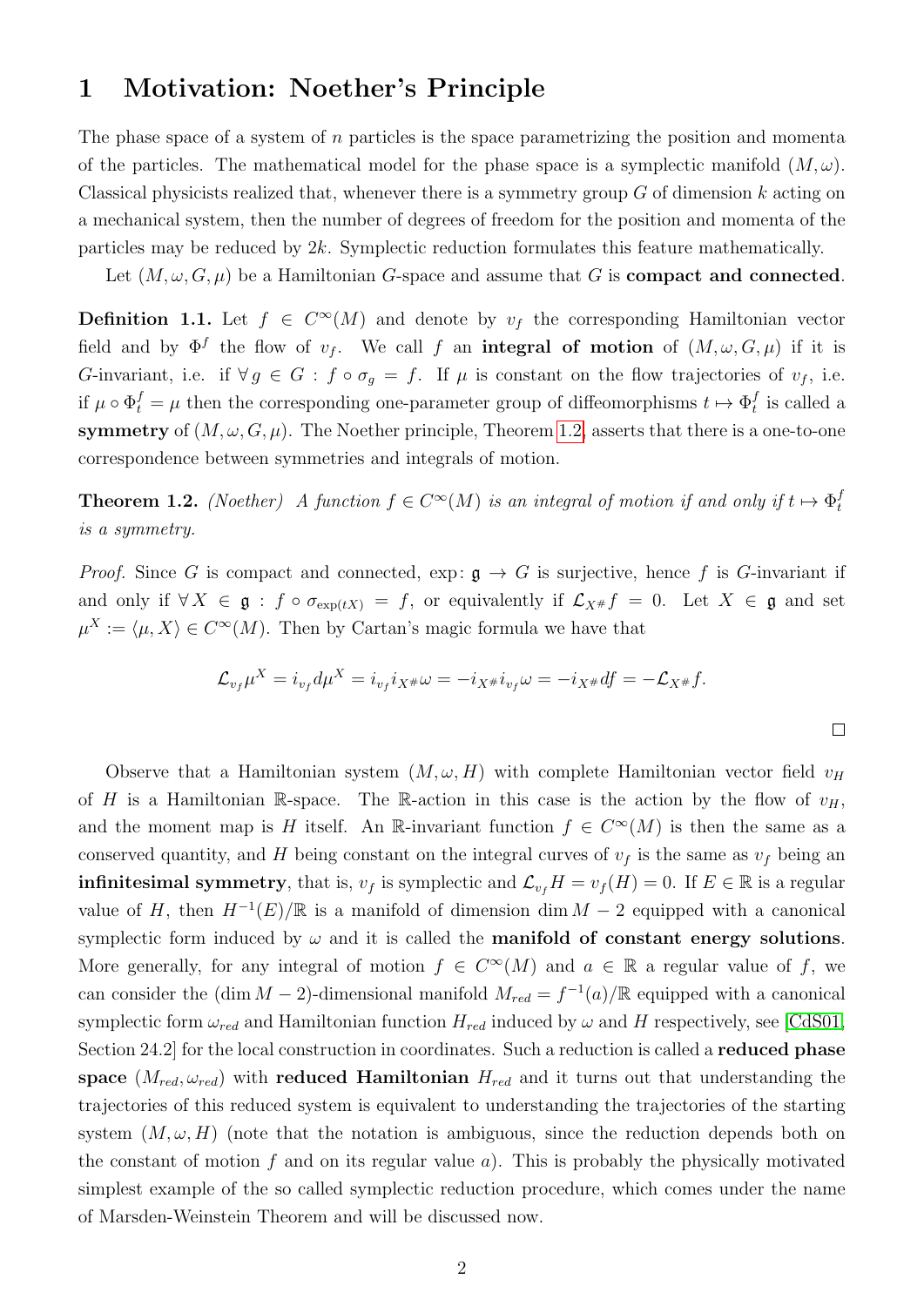# 1 Motivation: Noether's Principle

The phase space of a system of $n$ particles is the space parametrizing the position and momenta of the particles. The mathematical model for the phase space is a symplectic manifold $(M, \omega)$. Classical physicists realized that, whenever there is a symmetry group $G$ of dimension $k$ acting on a mechanical system, then the number of degrees of freedom for the position and momenta of the particles may be reduced by $2k$. Symplectic reduction formulates this feature mathematically.

Let $(M, \omega, G, \mu)$ be a Hamiltonian $G$-space and assume that $G$ is **compact and connected**.

**Definition 1.1.** Let $f \in C^\infty(M)$ and denote by $v_f$ the corresponding Hamiltonian vector field and by $\Phi^f$ the flow of $v_f$. We call $f$ an **integral of motion** of $(M, \omega, G, \mu)$ if it is $G$-invariant, i.e. if $\forall\, g \in G : f \circ \sigma_g = f$. If $\mu$ is constant on the flow trajectories of $v_f$, i.e. if $\mu \circ \Phi^f_t = \mu$ then the corresponding one-parameter group of diffeomorphisms $t \mapsto \Phi^f_t$ is called a **symmetry** of $(M, \omega, G, \mu)$. The Noether principle, Theorem 1.2, asserts that there is a one-to-one correspondence between symmetries and integrals of motion.

**Theorem 1.2.** *(Noether) A function $f \in C^\infty(M)$ is an integral of motion if and only if $t \mapsto \Phi^f_t$ is a symmetry.*

*Proof.* Since $G$ is compact and connected, $\exp \colon \mathfrak{g} \to G$ is surjective, hence $f$ is $G$-invariant if and only if $\forall\, X \in \mathfrak{g} : f \circ \sigma_{\exp(tX)} = f$, or equivalently if $\mathcal{L}_{X^\#} f = 0$. Let $X \in \mathfrak{g}$ and set $\mu^X := \langle \mu, X \rangle \in C^\infty(M)$. Then by Cartan's magic formula we have that

$$\mathcal{L}_{v_f} \mu^X = i_{v_f} d\mu^X = i_{v_f} i_{X^\#} \omega = -i_{X^\#} i_{v_f} \omega = -i_{X^\#} df = -\mathcal{L}_{X^\#} f.$$

$\square$

Observe that a Hamiltonian system $(M, \omega, H)$ with complete Hamiltonian vector field $v_H$ of $H$ is a Hamiltonian $\mathbb{R}$-space. The $\mathbb{R}$-action in this case is the action by the flow of $v_H$, and the moment map is $H$ itself. An $\mathbb{R}$-invariant function $f \in C^\infty(M)$ is then the same as a conserved quantity, and $H$ being constant on the integral curves of $v_f$ is the same as $v_f$ being an **infinitesimal symmetry**, that is, $v_f$ is symplectic and $\mathcal{L}_{v_f} H = v_f(H) = 0$. If $E \in \mathbb{R}$ is a regular value of $H$, then $H^{-1}(E)/\mathbb{R}$ is a manifold of dimension $\dim M - 2$ equipped with a canonical symplectic form induced by $\omega$ and it is called the **manifold of constant energy solutions**. More generally, for any integral of motion $f \in C^\infty(M)$ and $a \in \mathbb{R}$ a regular value of $f$, we can consider the $(\dim M - 2)$-dimensional manifold $M_{red} = f^{-1}(a)/\mathbb{R}$ equipped with a canonical symplectic form $\omega_{red}$ and Hamiltonian function $H_{red}$ induced by $\omega$ and $H$ respectively, see [CdS01, Section 24.2] for the local construction in coordinates. Such a reduction is called a **reduced phase space** $(M_{red}, \omega_{red})$ with **reduced Hamiltonian** $H_{red}$ and it turns out that understanding the trajectories of this reduced system is equivalent to understanding the trajectories of the starting system $(M, \omega, H)$ (note that the notation is ambiguous, since the reduction depends both on the constant of motion $f$ and on its regular value $a$). This is probably the physically motivated simplest example of the so called symplectic reduction procedure, which comes under the name of Marsden-Weinstein Theorem and will be discussed now.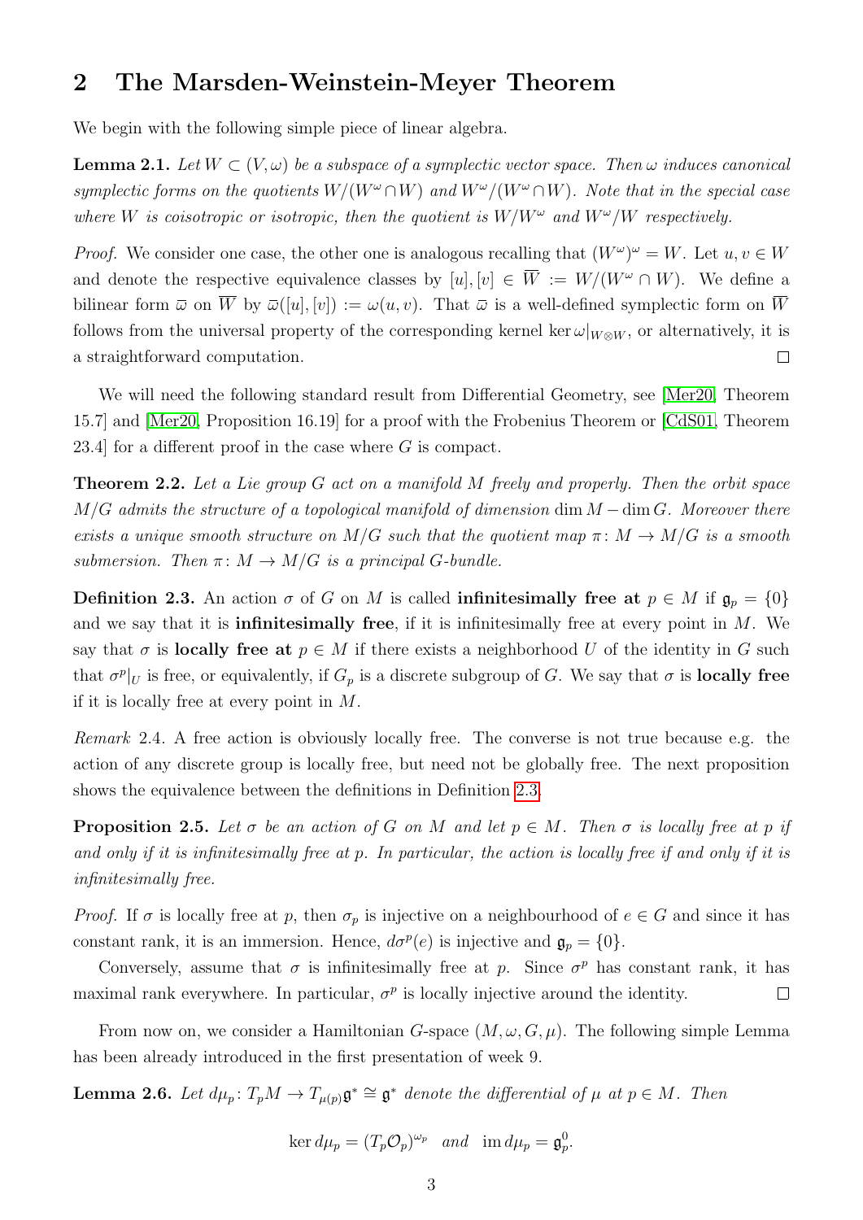## 2 The Marsden-Weinstein-Meyer Theorem

We begin with the following simple piece of linear algebra.

**Lemma 2.1.** *Let $W \subset (V, \omega)$ be a subspace of a symplectic vector space. Then $\omega$ induces canonical symplectic forms on the quotients $W/(W^\omega \cap W)$ and $W^\omega/(W^\omega \cap W)$. Note that in the special case where $W$ is coisotropic or isotropic, then the quotient is $W/W^\omega$ and $W^\omega/W$ respectively.*

*Proof.* We consider one case, the other one is analogous recalling that $(W^\omega)^\omega = W$. Let $u, v \in W$ and denote the respective equivalence classes by $[u], [v] \in \overline{W} := W/(W^\omega \cap W)$. We define a bilinear form $\bar{\omega}$ on $\overline{W}$ by $\bar{\omega}([u],[v]) := \omega(u,v)$. That $\bar{\omega}$ is a well-defined symplectic form on $\overline{W}$ follows from the universal property of the corresponding kernel $\ker \omega|_{W\otimes W}$, or alternatively, it is a straightforward computation. $\square$

We will need the following standard result from Differential Geometry, see [Mer20, Theorem 15.7] and [Mer20, Proposition 16.19] for a proof with the Frobenius Theorem or [CdS01, Theorem 23.4] for a different proof in the case where $G$ is compact.

**Theorem 2.2.** *Let a Lie group $G$ act on a manifold $M$ freely and properly. Then the orbit space $M/G$ admits the structure of a topological manifold of dimension $\dim M - \dim G$. Moreover there exists a unique smooth structure on $M/G$ such that the quotient map $\pi : M \to M/G$ is a smooth submersion. Then $\pi : M \to M/G$ is a principal $G$-bundle.*

**Definition 2.3.** An action $\sigma$ of $G$ on $M$ is called **infinitesimally free at** $p \in M$ if $\mathfrak{g}_p = \{0\}$ and we say that it is **infinitesimally free**, if it is infinitesimally free at every point in $M$. We say that $\sigma$ is **locally free at** $p \in M$ if there exists a neighborhood $U$ of the identity in $G$ such that $\sigma^p|_U$ is free, or equivalently, if $G_p$ is a discrete subgroup of $G$. We say that $\sigma$ is **locally free** if it is locally free at every point in $M$.

*Remark* 2.4. A free action is obviously locally free. The converse is not true because e.g. the action of any discrete group is locally free, but need not be globally free. The next proposition shows the equivalence between the definitions in Definition 2.3.

**Proposition 2.5.** *Let $\sigma$ be an action of $G$ on $M$ and let $p \in M$. Then $\sigma$ is locally free at $p$ if and only if it is infinitesimally free at $p$. In particular, the action is locally free if and only if it is infinitesimally free.*

*Proof.* If $\sigma$ is locally free at $p$, then $\sigma_p$ is injective on a neighbourhood of $e \in G$ and since it has constant rank, it is an immersion. Hence, $d\sigma^p(e)$ is injective and $\mathfrak{g}_p = \{0\}$.

Conversely, assume that $\sigma$ is infinitesimally free at $p$. Since $\sigma^p$ has constant rank, it has maximal rank everywhere. In particular, $\sigma^p$ is locally injective around the identity. $\square$

From now on, we consider a Hamiltonian $G$-space $(M, \omega, G, \mu)$. The following simple Lemma has been already introduced in the first presentation of week 9.

**Lemma 2.6.** *Let $d\mu_p : T_pM \to T_{\mu(p)}\mathfrak{g}^* \cong \mathfrak{g}^*$ denote the differential of $\mu$ at $p \in M$. Then*

$$\ker d\mu_p = (T_p\mathcal{O}_p)^{\omega_p} \quad \text{and} \quad \operatorname{im} d\mu_p = \mathfrak{g}_p^0.$$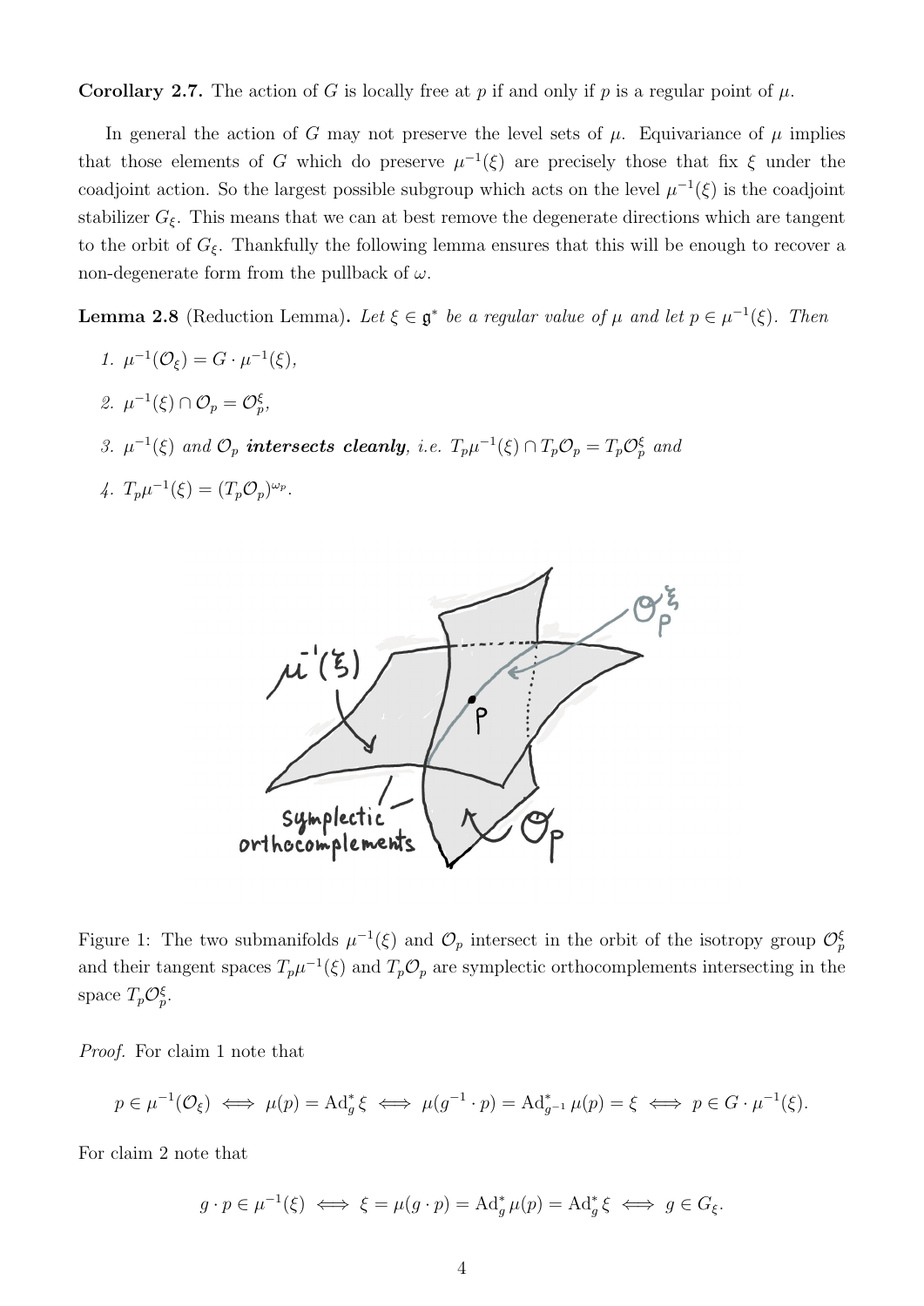**Corollary 2.7.** The action of $G$ is locally free at $p$ if and only if $p$ is a regular point of $\mu$.

In general the action of $G$ may not preserve the level sets of $\mu$. Equivariance of $\mu$ implies that those elements of $G$ which do preserve $\mu^{-1}(\xi)$ are precisely those that fix $\xi$ under the coadjoint action. So the largest possible subgroup which acts on the level $\mu^{-1}(\xi)$ is the coadjoint stabilizer $G_\xi$. This means that we can at best remove the degenerate directions which are tangent to the orbit of $G_\xi$. Thankfully the following lemma ensures that this will be enough to recover a non-degenerate form from the pullback of $\omega$.

**Lemma 2.8** (Reduction Lemma)**.** *Let $\xi \in \mathfrak{g}^*$ be a regular value of $\mu$ and let $p \in \mu^{-1}(\xi)$. Then*

1. $\mu^{-1}(\mathcal{O}_\xi) = G \cdot \mu^{-1}(\xi)$,
2. $\mu^{-1}(\xi) \cap \mathcal{O}_p = \mathcal{O}_p^\xi$,
3. $\mu^{-1}(\xi)$ *and* $\mathcal{O}_p$ ***intersects cleanly****, i.e.* $T_p\mu^{-1}(\xi) \cap T_p\mathcal{O}_p = T_p\mathcal{O}_p^\xi$ *and*
4. $T_p\mu^{-1}(\xi) = (T_p\mathcal{O}_p)^{\omega_p}$.

Figure 1: The two submanifolds $\mu^{-1}(\xi)$ and $\mathcal{O}_p$ intersect in the orbit of the isotropy group $\mathcal{O}_p^\xi$ and their tangent spaces $T_p\mu^{-1}(\xi)$ and $T_p\mathcal{O}_p$ are symplectic orthocomplements intersecting in the space $T_p\mathcal{O}_p^\xi$.

*Proof.* For claim 1 note that

$$p \in \mu^{-1}(\mathcal{O}_\xi) \iff \mu(p) = \mathrm{Ad}_g^* \xi \iff \mu(g^{-1} \cdot p) = \mathrm{Ad}_{g^{-1}}^* \mu(p) = \xi \iff p \in G \cdot \mu^{-1}(\xi).$$

For claim 2 note that

$$g \cdot p \in \mu^{-1}(\xi) \iff \xi = \mu(g \cdot p) = \mathrm{Ad}_g^* \mu(p) = \mathrm{Ad}_g^* \xi \iff g \in G_\xi.$$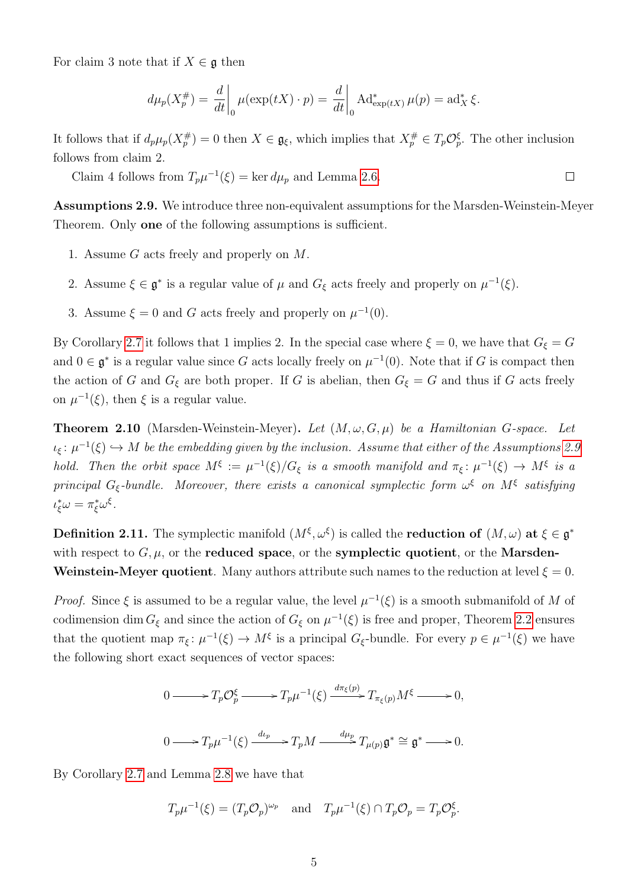For claim 3 note that if $X \in \mathfrak{g}$ then

$$d\mu_p(X_p^\#) = \frac{d}{dt}\bigg|_0 \mu(\exp(tX)\cdot p) = \frac{d}{dt}\bigg|_0 \operatorname{Ad}^*_{\exp(tX)}\mu(p) = \operatorname{ad}^*_X \xi.$$

It follows that if $d_p\mu_p(X_p^\#) = 0$ then $X \in \mathfrak{g}_\xi$, which implies that $X_p^\# \in T_p\mathcal{O}_p^\xi$. The other inclusion follows from claim 2.

Claim 4 follows from $T_p\mu^{-1}(\xi) = \ker d\mu_p$ and Lemma 2.6. $\square$

**Assumptions 2.9.** We introduce three non-equivalent assumptions for the Marsden-Weinstein-Meyer Theorem. Only **one** of the following assumptions is sufficient.

1. Assume $G$ acts freely and properly on $M$.
2. Assume $\xi \in \mathfrak{g}^*$ is a regular value of $\mu$ and $G_\xi$ acts freely and properly on $\mu^{-1}(\xi)$.
3. Assume $\xi = 0$ and $G$ acts freely and properly on $\mu^{-1}(0)$.

By Corollary 2.7 it follows that 1 implies 2. In the special case where $\xi = 0$, we have that $G_\xi = G$ and $0 \in \mathfrak{g}^*$ is a regular value since $G$ acts locally freely on $\mu^{-1}(0)$. Note that if $G$ is compact then the action of $G$ and $G_\xi$ are both proper. If $G$ is abelian, then $G_\xi = G$ and thus if $G$ acts freely on $\mu^{-1}(\xi)$, then $\xi$ is a regular value.

**Theorem 2.10** (Marsden-Weinstein-Meyer)**.** *Let $(M, \omega, G, \mu)$ be a Hamiltonian $G$-space. Let $\iota_\xi\colon \mu^{-1}(\xi) \hookrightarrow M$ be the embedding given by the inclusion. Assume that either of the Assumptions 2.9 hold. Then the orbit space $M^\xi := \mu^{-1}(\xi)/G_\xi$ is a smooth manifold and $\pi_\xi\colon \mu^{-1}(\xi) \to M^\xi$ is a principal $G_\xi$-bundle. Moreover, there exists a canonical symplectic form $\omega^\xi$ on $M^\xi$ satisfying $\iota_\xi^*\omega = \pi_\xi^*\omega^\xi$.*

**Definition 2.11.** The symplectic manifold $(M^\xi, \omega^\xi)$ is called the **reduction of** $(M, \omega)$ **at** $\xi \in \mathfrak{g}^*$ with respect to $G, \mu$, or the **reduced space**, or the **symplectic quotient**, or the **Marsden-Weinstein-Meyer quotient**. Many authors attribute such names to the reduction at level $\xi = 0$.

*Proof.* Since $\xi$ is assumed to be a regular value, the level $\mu^{-1}(\xi)$ is a smooth submanifold of $M$ of codimension $\dim G_\xi$ and since the action of $G_\xi$ on $\mu^{-1}(\xi)$ is free and proper, Theorem 2.2 ensures that the quotient map $\pi_\xi\colon \mu^{-1}(\xi) \to M^\xi$ is a principal $G_\xi$-bundle. For every $p \in \mu^{-1}(\xi)$ we have the following short exact sequences of vector spaces:

$$0 \longrightarrow T_p\mathcal{O}_p^\xi \longrightarrow T_p\mu^{-1}(\xi) \xrightarrow{d\pi_\xi(p)} T_{\pi_\xi(p)}M^\xi \longrightarrow 0,$$

$$0 \longrightarrow T_p\mu^{-1}(\xi) \xrightarrow{d\iota_p} T_pM \xrightarrow{d\mu_p} T_{\mu(p)}\mathfrak{g}^* \cong \mathfrak{g}^* \longrightarrow 0.$$

By Corollary 2.7 and Lemma 2.8 we have that

$$T_p\mu^{-1}(\xi) = (T_p\mathcal{O}_p)^{\omega_p} \quad \text{and} \quad T_p\mu^{-1}(\xi) \cap T_p\mathcal{O}_p = T_p\mathcal{O}_p^\xi.$$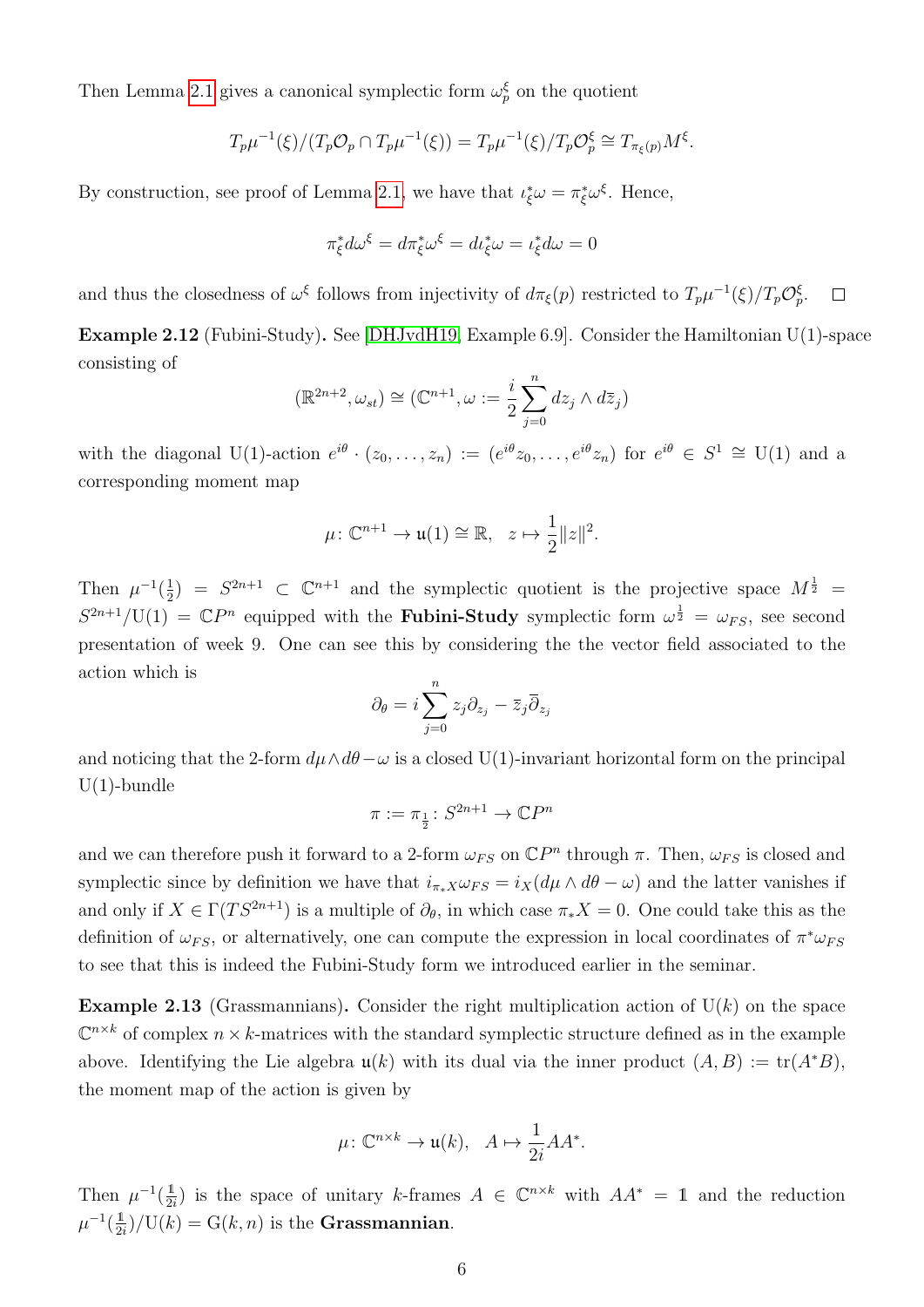Then Lemma 2.1 gives a canonical symplectic form $\omega_p^\xi$ on the quotient

$$T_p\mu^{-1}(\xi)/(T_p\mathcal{O}_p \cap T_p\mu^{-1}(\xi)) = T_p\mu^{-1}(\xi)/T_p\mathcal{O}_p^\xi \cong T_{\pi_\xi(p)}M^\xi.$$

By construction, see proof of Lemma 2.1, we have that $\iota_\xi^*\omega = \pi_\xi^*\omega^\xi$. Hence,

$$\pi_\xi^* d\omega^\xi = d\pi_\xi^*\omega^\xi = d\iota_\xi^*\omega = \iota_\xi^* d\omega = 0$$

and thus the closedness of $\omega^\xi$ follows from injectivity of $d\pi_\xi(p)$ restricted to $T_p\mu^{-1}(\xi)/T_p\mathcal{O}_p^\xi$. $\square$

**Example 2.12** (Fubini-Study)**.** See [DHJvdH19, Example 6.9]. Consider the Hamiltonian U(1)-space consisting of

$$(\mathbb{R}^{2n+2}, \omega_{st}) \cong (\mathbb{C}^{n+1}, \omega := \frac{i}{2}\sum_{j=0}^{n} dz_j \wedge d\bar{z}_j)$$

with the diagonal U(1)-action $e^{i\theta} \cdot (z_0, \dots, z_n) := (e^{i\theta}z_0, \dots, e^{i\theta}z_n)$ for $e^{i\theta} \in S^1 \cong \mathrm{U}(1)$ and a corresponding moment map

$$\mu\colon \mathbb{C}^{n+1} \to \mathfrak{u}(1) \cong \mathbb{R}, \quad z \mapsto \frac{1}{2}\|z\|^2.$$

Then $\mu^{-1}(\frac{1}{2}) = S^{2n+1} \subset \mathbb{C}^{n+1}$ and the symplectic quotient is the projective space $M^{\frac{1}{2}} = S^{2n+1}/\mathrm{U}(1) = \mathbb{C}P^n$ equipped with the **Fubini-Study** symplectic form $\omega^{\frac{1}{2}} = \omega_{FS}$, see second presentation of week 9. One can see this by considering the the vector field associated to the action which is

$$\partial_\theta = i\sum_{j=0}^{n} z_j\partial_{z_j} - \bar{z}_j\bar{\partial}_{z_j}$$

and noticing that the 2-form $d\mu \wedge d\theta - \omega$ is a closed U(1)-invariant horizontal form on the principal U(1)-bundle

$$\pi := \pi_{\frac{1}{2}}\colon S^{2n+1} \to \mathbb{C}P^n$$

and we can therefore push it forward to a 2-form $\omega_{FS}$ on $\mathbb{C}P^n$ through $\pi$. Then, $\omega_{FS}$ is closed and symplectic since by definition we have that $i_{\pi_*X}\omega_{FS} = i_X(d\mu \wedge d\theta - \omega)$ and the latter vanishes if and only if $X \in \Gamma(TS^{2n+1})$ is a multiple of $\partial_\theta$, in which case $\pi_*X = 0$. One could take this as the definition of $\omega_{FS}$, or alternatively, one can compute the expression in local coordinates of $\pi^*\omega_{FS}$ to see that this is indeed the Fubini-Study form we introduced earlier in the seminar.

**Example 2.13** (Grassmannians)**.** Consider the right multiplication action of U($k$) on the space $\mathbb{C}^{n\times k}$ of complex $n \times k$-matrices with the standard symplectic structure defined as in the example above. Identifying the Lie algebra $\mathfrak{u}(k)$ with its dual via the inner product $(A, B) := \mathrm{tr}(A^*B)$, the moment map of the action is given by

$$\mu\colon \mathbb{C}^{n\times k} \to \mathfrak{u}(k), \quad A \mapsto \frac{1}{2i}AA^*.$$

Then $\mu^{-1}(\frac{\mathbb{1}}{2i})$ is the space of unitary $k$-frames $A \in \mathbb{C}^{n\times k}$ with $AA^* = \mathbb{1}$ and the reduction $\mu^{-1}(\frac{\mathbb{1}}{2i})/\mathrm{U}(k) = \mathrm{G}(k, n)$ is the **Grassmannian**.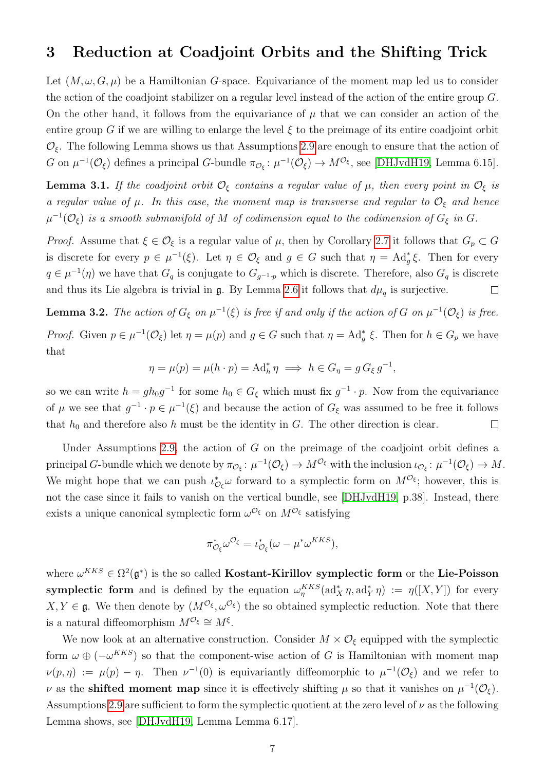# 3 Reduction at Coadjoint Orbits and the Shifting Trick

Let $(M, \omega, G, \mu)$ be a Hamiltonian $G$-space. Equivariance of the moment map led us to consider the action of the coadjoint stabilizer on a regular level instead of the action of the entire group $G$. On the other hand, it follows from the equivariance of $\mu$ that we can consider an action of the entire group $G$ if we are willing to enlarge the level $\xi$ to the preimage of its entire coadjoint orbit $\mathcal{O}_\xi$. The following Lemma shows us that Assumptions 2.9 are enough to ensure that the action of $G$ on $\mu^{-1}(\mathcal{O}_\xi)$ defines a principal $G$-bundle $\pi_{\mathcal{O}_\xi} \colon \mu^{-1}(\mathcal{O}_\xi) \to M^{\mathcal{O}_\xi}$, see [DHJvdH19, Lemma 6.15].

**Lemma 3.1.** *If the coadjoint orbit $\mathcal{O}_\xi$ contains a regular value of $\mu$, then every point in $\mathcal{O}_\xi$ is a regular value of $\mu$. In this case, the moment map is transverse and regular to $\mathcal{O}_\xi$ and hence $\mu^{-1}(\mathcal{O}_\xi)$ is a smooth submanifold of $M$ of codimension equal to the codimension of $G_\xi$ in $G$.*

*Proof.* Assume that $\xi \in \mathcal{O}_\xi$ is a regular value of $\mu$, then by Corollary 2.7 it follows that $G_p \subset G$ is discrete for every $p \in \mu^{-1}(\xi)$. Let $\eta \in \mathcal{O}_\xi$ and $g \in G$ such that $\eta = \mathrm{Ad}_g^* \xi$. Then for every $q \in \mu^{-1}(\eta)$ we have that $G_q$ is conjugate to $G_{g^{-1}\cdot p}$ which is discrete. Therefore, also $G_q$ is discrete and thus its Lie algebra is trivial in $\mathfrak{g}$. By Lemma 2.6 it follows that $d\mu_q$ is surjective. $\square$

**Lemma 3.2.** *The action of $G_\xi$ on $\mu^{-1}(\xi)$ is free if and only if the action of $G$ on $\mu^{-1}(\mathcal{O}_\xi)$ is free.*

*Proof.* Given $p \in \mu^{-1}(\mathcal{O}_\xi)$ let $\eta = \mu(p)$ and $g \in G$ such that $\eta = \mathrm{Ad}_g^* \xi$. Then for $h \in G_p$ we have that

$$\eta = \mu(p) = \mu(h \cdot p) = \mathrm{Ad}_h^* \eta \implies h \in G_\eta = g\, G_\xi\, g^{-1},$$

so we can write $h = g h_0 g^{-1}$ for some $h_0 \in G_\xi$ which must fix $g^{-1} \cdot p$. Now from the equivariance of $\mu$ we see that $g^{-1} \cdot p \in \mu^{-1}(\xi)$ and because the action of $G_\xi$ was assumed to be free it follows that $h_0$ and therefore also $h$ must be the identity in $G$. The other direction is clear. $\square$

Under Assumptions 2.9, the action of $G$ on the preimage of the coadjoint orbit defines a principal $G$-bundle which we denote by $\pi_{\mathcal{O}_\xi} \colon \mu^{-1}(\mathcal{O}_\xi) \to M^{\mathcal{O}_\xi}$ with the inclusion $\iota_{\mathcal{O}_\xi} \colon \mu^{-1}(\mathcal{O}_\xi) \to M$. We might hope that we can push $\iota_{\mathcal{O}_\xi}^* \omega$ forward to a symplectic form on $M^{\mathcal{O}_\xi}$; however, this is not the case since it fails to vanish on the vertical bundle, see [DHJvdH19, p.38]. Instead, there exists a unique canonical symplectic form $\omega^{\mathcal{O}_\xi}$ on $M^{\mathcal{O}_\xi}$ satisfying

$$\pi_{\mathcal{O}_\xi}^* \omega^{\mathcal{O}_\xi} = \iota_{\mathcal{O}_\xi}^* (\omega - \mu^* \omega^{KKS}),$$

where $\omega^{KKS} \in \Omega^2(\mathfrak{g}^*)$ is the so called **Kostant-Kirillov symplectic form** or the **Lie-Poisson symplectic form** and is defined by the equation $\omega^{KKS}_\eta(\mathrm{ad}_X^* \eta, \mathrm{ad}_Y^* \eta) := \eta([X, Y])$ for every $X, Y \in \mathfrak{g}$. We then denote by $(M^{\mathcal{O}_\xi}, \omega^{\mathcal{O}_\xi})$ the so obtained symplectic reduction. Note that there is a natural diffeomorphism $M^{\mathcal{O}_\xi} \cong M^\xi$.

We now look at an alternative construction. Consider $M \times \mathcal{O}_\xi$ equipped with the symplectic form $\omega \oplus (-\omega^{KKS})$ so that the component-wise action of $G$ is Hamiltonian with moment map $\nu(p, \eta) := \mu(p) - \eta$. Then $\nu^{-1}(0)$ is equivariantly diffeomorphic to $\mu^{-1}(\mathcal{O}_\xi)$ and we refer to $\nu$ as the **shifted moment map** since it is effectively shifting $\mu$ so that it vanishes on $\mu^{-1}(\mathcal{O}_\xi)$. Assumptions 2.9 are sufficient to form the symplectic quotient at the zero level of $\nu$ as the following Lemma shows, see [DHJvdH19, Lemma Lemma 6.17].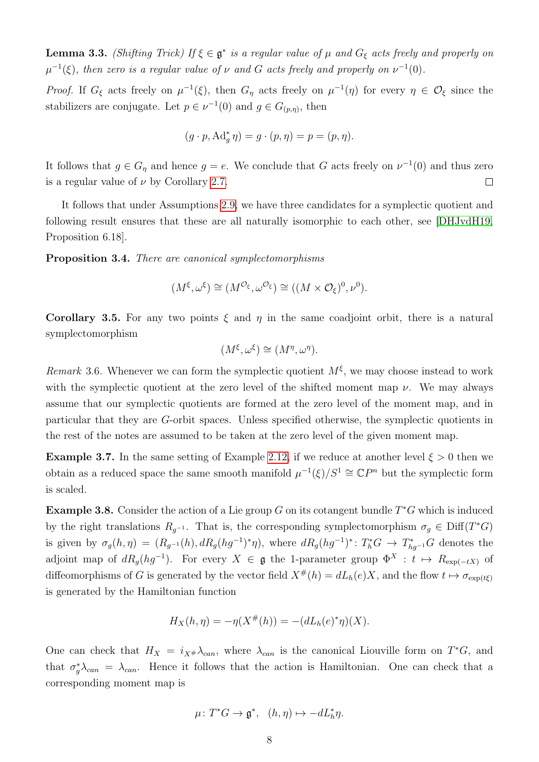**Lemma 3.3.** *(Shifting Trick) If $\xi \in \mathfrak{g}^*$ is a regular value of $\mu$ and $G_\xi$ acts freely and properly on $\mu^{-1}(\xi)$, then zero is a regular value of $\nu$ and $G$ acts freely and properly on $\nu^{-1}(0)$.*

*Proof.* If $G_\xi$ acts freely on $\mu^{-1}(\xi)$, then $G_\eta$ acts freely on $\mu^{-1}(\eta)$ for every $\eta \in \mathcal{O}_\xi$ since the stabilizers are conjugate. Let $p \in \nu^{-1}(0)$ and $g \in G_{(p,\eta)}$, then

$$(g \cdot p, \mathrm{Ad}_g^* \eta) = g \cdot (p, \eta) = p = (p, \eta).$$

It follows that $g \in G_\eta$ and hence $g = e$. We conclude that $G$ acts freely on $\nu^{-1}(0)$ and thus zero is a regular value of $\nu$ by Corollary 2.7. □

It follows that under Assumptions 2.9, we have three candidates for a symplectic quotient and following result ensures that these are all naturally isomorphic to each other, see [DHJvdH19, Proposition 6.18].

**Proposition 3.4.** *There are canonical symplectomorphisms*

$$(M^\xi, \omega^\xi) \cong (M^{\mathcal{O}_\xi}, \omega^{\mathcal{O}_\xi}) \cong ((M \times \mathcal{O}_\xi)^0, \nu^0).$$

**Corollary 3.5.** For any two points $\xi$ and $\eta$ in the same coadjoint orbit, there is a natural symplectomorphism

$$(M^\xi, \omega^\xi) \cong (M^\eta, \omega^\eta).$$

*Remark* 3.6. Whenever we can form the symplectic quotient $M^\xi$, we may choose instead to work with the symplectic quotient at the zero level of the shifted moment map $\nu$. We may always assume that our symplectic quotients are formed at the zero level of the moment map, and in particular that they are $G$-orbit spaces. Unless specified otherwise, the symplectic quotients in the rest of the notes are assumed to be taken at the zero level of the given moment map.

**Example 3.7.** In the same setting of Example 2.12, if we reduce at another level $\xi > 0$ then we obtain as a reduced space the same smooth manifold $\mu^{-1}(\xi)/S^1 \cong \mathbb{C}P^n$ but the symplectic form is scaled.

**Example 3.8.** Consider the action of a Lie group $G$ on its cotangent bundle $T^*G$ which is induced by the right translations $R_{g^{-1}}$. That is, the corresponding symplectomorphism $\sigma_g \in \mathrm{Diff}(T^*G)$ is given by $\sigma_g(h, \eta) = (R_{g^{-1}}(h), dR_g(hg^{-1})^*\eta)$, where $dR_g(hg^{-1})^* \colon T_h^*G \to T_{hg^{-1}}^*G$ denotes the adjoint map of $dR_g(hg^{-1})$. For every $X \in \mathfrak{g}$ the 1-parameter group $\Phi^X : t \mapsto R_{\exp(-tX)}$ of diffeomorphisms of $G$ is generated by the vector field $X^\#(h) = dL_h(e)X$, and the flow $t \mapsto \sigma_{\exp(t\xi)}$ is generated by the Hamiltonian function

$$H_X(h, \eta) = -\eta(X^\#(h)) = -(dL_h(e)^*\eta)(X).$$

One can check that $H_X = i_{X^\#}\lambda_{can}$, where $\lambda_{can}$ is the canonical Liouville form on $T^*G$, and that $\sigma_g^*\lambda_{can} = \lambda_{can}$. Hence it follows that the action is Hamiltonian. One can check that a corresponding moment map is

$$\mu \colon T^*G \to \mathfrak{g}^*, \quad (h, \eta) \mapsto -dL_h^*\eta.$$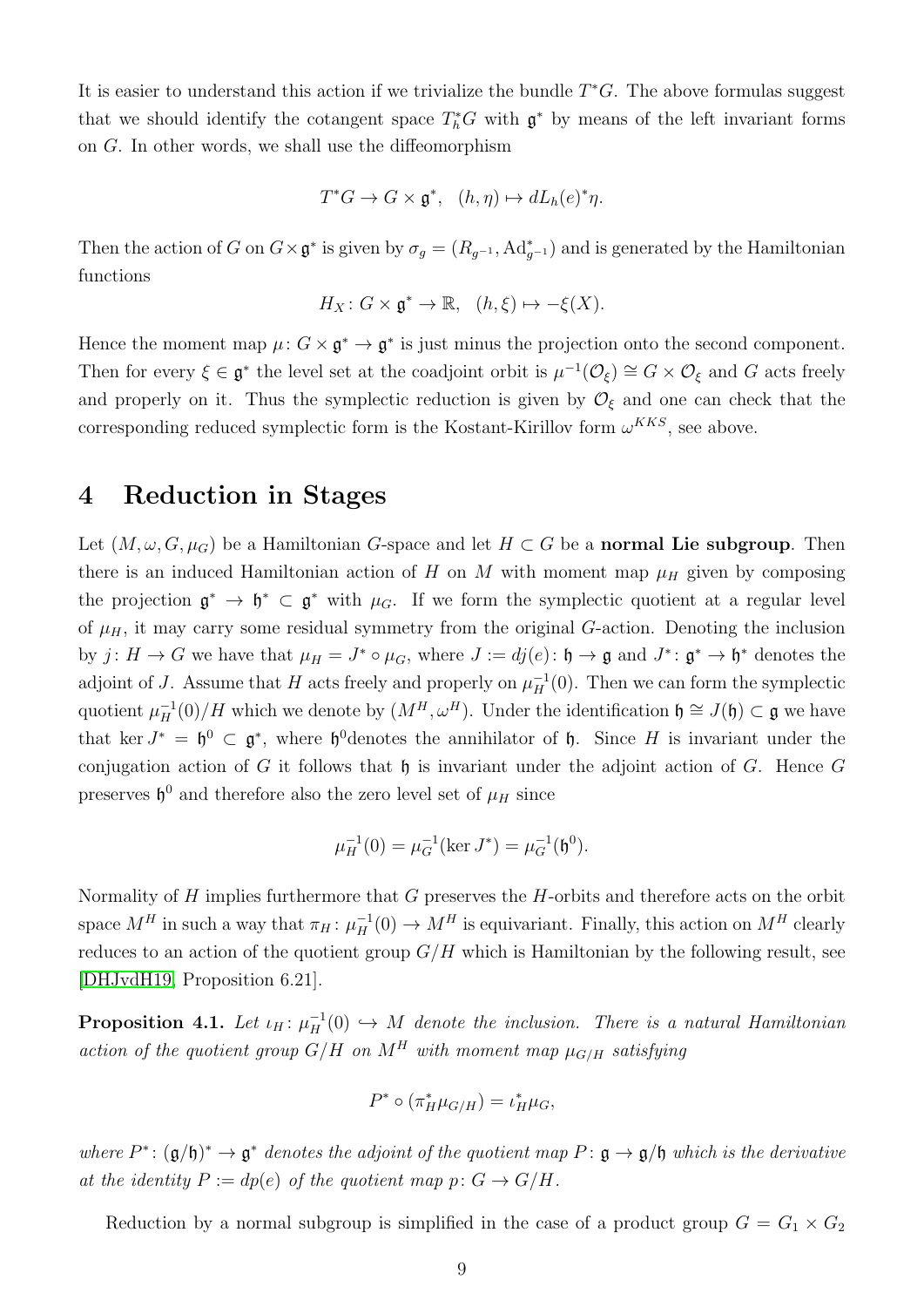It is easier to understand this action if we trivialize the bundle $T^*G$. The above formulas suggest that we should identify the cotangent space $T_h^*G$ with $\mathfrak{g}^*$ by means of the left invariant forms on $G$. In other words, we shall use the diffeomorphism

$$T^*G \to G \times \mathfrak{g}^*, \quad (h, \eta) \mapsto dL_h(e)^*\eta.$$

Then the action of $G$ on $G \times \mathfrak{g}^*$ is given by $\sigma_g = (R_{g^{-1}}, \mathrm{Ad}^*_{g^{-1}})$ and is generated by the Hamiltonian functions

$$H_X \colon G \times \mathfrak{g}^* \to \mathbb{R}, \quad (h, \xi) \mapsto -\xi(X).$$

Hence the moment map $\mu \colon G \times \mathfrak{g}^* \to \mathfrak{g}^*$ is just minus the projection onto the second component. Then for every $\xi \in \mathfrak{g}^*$ the level set at the coadjoint orbit is $\mu^{-1}(\mathcal{O}_\xi) \cong G \times \mathcal{O}_\xi$ and $G$ acts freely and properly on it. Thus the symplectic reduction is given by $\mathcal{O}_\xi$ and one can check that the corresponding reduced symplectic form is the Kostant-Kirillov form $\omega^{KKS}$, see above.

# 4 Reduction in Stages

Let $(M, \omega, G, \mu_G)$ be a Hamiltonian $G$-space and let $H \subset G$ be a **normal Lie subgroup**. Then there is an induced Hamiltonian action of $H$ on $M$ with moment map $\mu_H$ given by composing the projection $\mathfrak{g}^* \to \mathfrak{h}^* \subset \mathfrak{g}^*$ with $\mu_G$. If we form the symplectic quotient at a regular level of $\mu_H$, it may carry some residual symmetry from the original $G$-action. Denoting the inclusion by $j \colon H \to G$ we have that $\mu_H = J^* \circ \mu_G$, where $J := dj(e) \colon \mathfrak{h} \to \mathfrak{g}$ and $J^* \colon \mathfrak{g}^* \to \mathfrak{h}^*$ denotes the adjoint of $J$. Assume that $H$ acts freely and properly on $\mu_H^{-1}(0)$. Then we can form the symplectic quotient $\mu_H^{-1}(0)/H$ which we denote by $(M^H, \omega^H)$. Under the identification $\mathfrak{h} \cong J(\mathfrak{h}) \subset \mathfrak{g}$ we have that $\ker J^* = \mathfrak{h}^0 \subset \mathfrak{g}^*$, where $\mathfrak{h}^0$denotes the annihilator of $\mathfrak{h}$. Since $H$ is invariant under the conjugation action of $G$ it follows that $\mathfrak{h}$ is invariant under the adjoint action of $G$. Hence $G$ preserves $\mathfrak{h}^0$ and therefore also the zero level set of $\mu_H$ since

$$\mu_H^{-1}(0) = \mu_G^{-1}(\ker J^*) = \mu_G^{-1}(\mathfrak{h}^0).$$

Normality of $H$ implies furthermore that $G$ preserves the $H$-orbits and therefore acts on the orbit space $M^H$ in such a way that $\pi_H \colon \mu_H^{-1}(0) \to M^H$ is equivariant. Finally, this action on $M^H$ clearly reduces to an action of the quotient group $G/H$ which is Hamiltonian by the following result, see [DHJvdH19, Proposition 6.21].

**Proposition 4.1.** *Let $\iota_H \colon \mu_H^{-1}(0) \hookrightarrow M$ denote the inclusion. There is a natural Hamiltonian action of the quotient group $G/H$ on $M^H$ with moment map $\mu_{G/H}$ satisfying*

$$P^* \circ (\pi_H^* \mu_{G/H}) = \iota_H^* \mu_G,$$

*where $P^* \colon (\mathfrak{g}/\mathfrak{h})^* \to \mathfrak{g}^*$ denotes the adjoint of the quotient map $P \colon \mathfrak{g} \to \mathfrak{g}/\mathfrak{h}$ which is the derivative at the identity $P := dp(e)$ of the quotient map $p \colon G \to G/H$.*

Reduction by a normal subgroup is simplified in the case of a product group $G = G_1 \times G_2$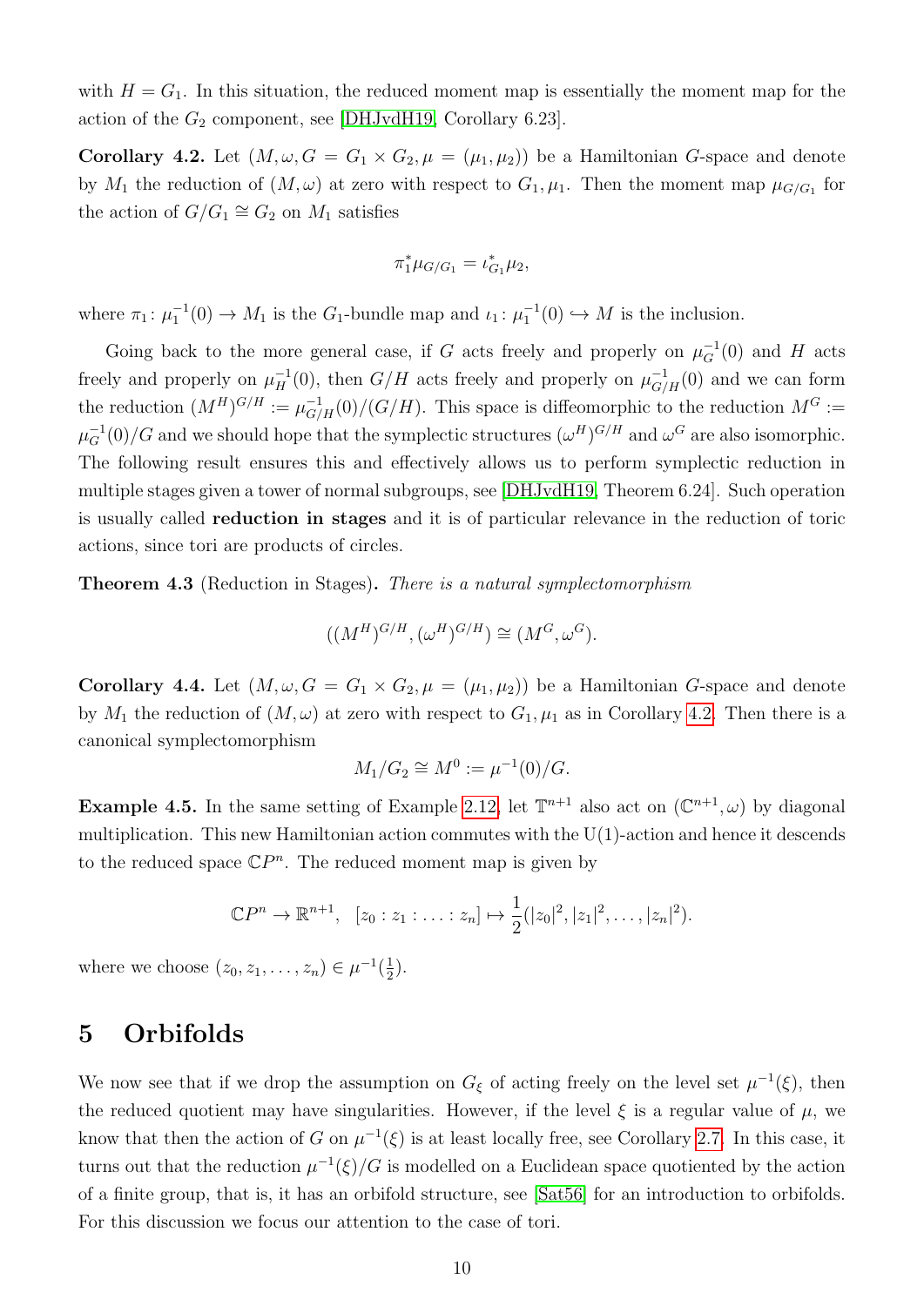with $H = G_1$. In this situation, the reduced moment map is essentially the moment map for the action of the $G_2$ component, see [DHJvdH19, Corollary 6.23].

**Corollary 4.2.** Let $(M, \omega, G = G_1 \times G_2, \mu = (\mu_1, \mu_2))$ be a Hamiltonian $G$-space and denote by $M_1$ the reduction of $(M, \omega)$ at zero with respect to $G_1, \mu_1$. Then the moment map $\mu_{G/G_1}$ for the action of $G/G_1 \cong G_2$ on $M_1$ satisfies

$$\pi_1^* \mu_{G/G_1} = \iota_{G_1}^* \mu_2,$$

where $\pi_1 \colon \mu_1^{-1}(0) \to M_1$ is the $G_1$-bundle map and $\iota_1 \colon \mu_1^{-1}(0) \hookrightarrow M$ is the inclusion.

Going back to the more general case, if $G$ acts freely and properly on $\mu_G^{-1}(0)$ and $H$ acts freely and properly on $\mu_H^{-1}(0)$, then $G/H$ acts freely and properly on $\mu_{G/H}^{-1}(0)$ and we can form the reduction $(M^H)^{G/H} := \mu_{G/H}^{-1}(0)/(G/H)$. This space is diffeomorphic to the reduction $M^G := \mu_G^{-1}(0)/G$ and we should hope that the symplectic structures $(\omega^H)^{G/H}$ and $\omega^G$ are also isomorphic. The following result ensures this and effectively allows us to perform symplectic reduction in multiple stages given a tower of normal subgroups, see [DHJvdH19, Theorem 6.24]. Such operation is usually called **reduction in stages** and it is of particular relevance in the reduction of toric actions, since tori are products of circles.

**Theorem 4.3** (Reduction in Stages)**.** *There is a natural symplectomorphism*

$$((M^H)^{G/H}, (\omega^H)^{G/H}) \cong (M^G, \omega^G).$$

**Corollary 4.4.** Let $(M, \omega, G = G_1 \times G_2, \mu = (\mu_1, \mu_2))$ be a Hamiltonian $G$-space and denote by $M_1$ the reduction of $(M, \omega)$ at zero with respect to $G_1, \mu_1$ as in Corollary 4.2. Then there is a canonical symplectomorphism

$$M_1/G_2 \cong M^0 := \mu^{-1}(0)/G.$$

**Example 4.5.** In the same setting of Example 2.12, let $\mathbb{T}^{n+1}$ also act on $(\mathbb{C}^{n+1}, \omega)$ by diagonal multiplication. This new Hamiltonian action commutes with the $\mathrm{U}(1)$-action and hence it descends to the reduced space $\mathbb{C}P^n$. The reduced moment map is given by

$$\mathbb{C}P^n \to \mathbb{R}^{n+1}, \quad [z_0 : z_1 : \ldots : z_n] \mapsto \frac{1}{2}(|z_0|^2, |z_1|^2, \ldots, |z_n|^2).$$

where we choose $(z_0, z_1, \ldots, z_n) \in \mu^{-1}(\frac{1}{2})$.

# 5 Orbifolds

We now see that if we drop the assumption on $G_\xi$ of acting freely on the level set $\mu^{-1}(\xi)$, then the reduced quotient may have singularities. However, if the level $\xi$ is a regular value of $\mu$, we know that then the action of $G$ on $\mu^{-1}(\xi)$ is at least locally free, see Corollary 2.7. In this case, it turns out that the reduction $\mu^{-1}(\xi)/G$ is modelled on a Euclidean space quotiented by the action of a finite group, that is, it has an orbifold structure, see [Sat56] for an introduction to orbifolds. For this discussion we focus our attention to the case of tori.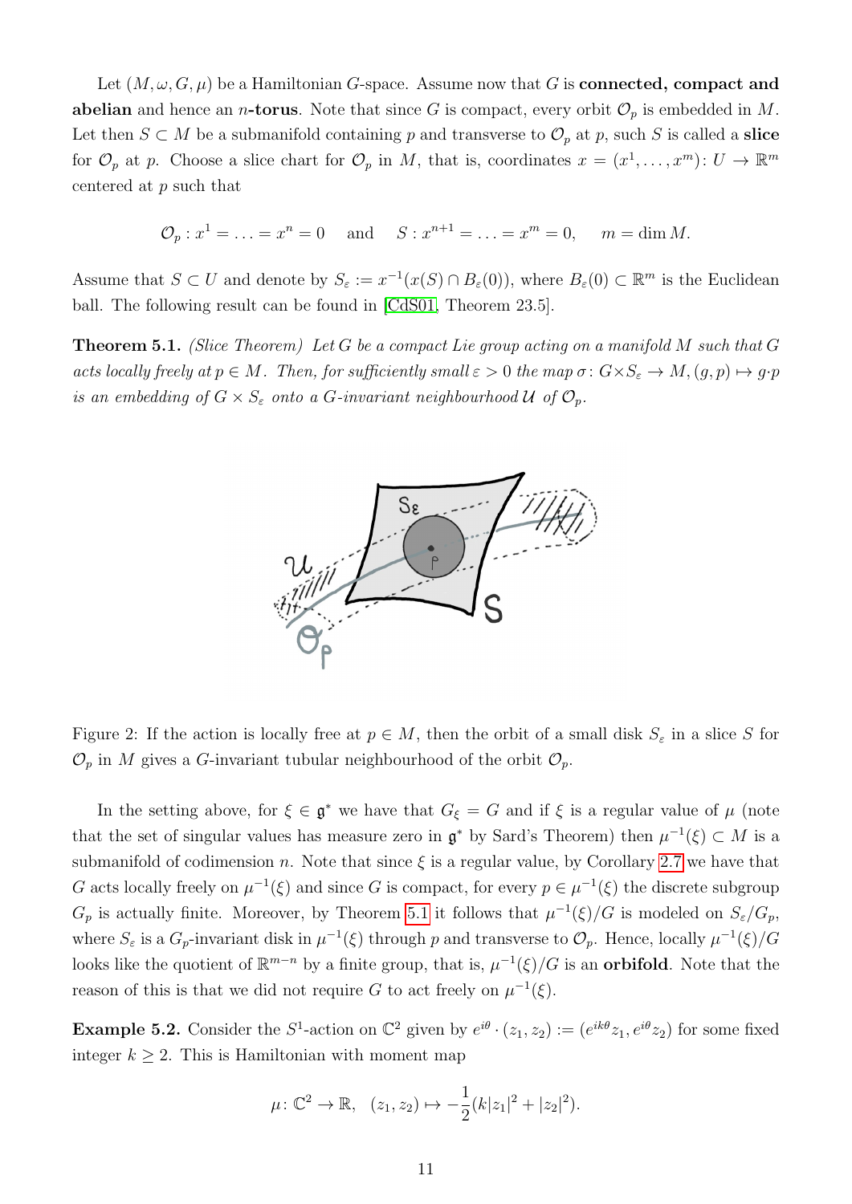Let $(M, \omega, G, \mu)$ be a Hamiltonian $G$-space. Assume now that $G$ is **connected, compact and abelian** and hence an $n$**-torus**. Note that since $G$ is compact, every orbit $\mathcal{O}_p$ is embedded in $M$. Let then $S \subset M$ be a submanifold containing $p$ and transverse to $\mathcal{O}_p$ at $p$, such $S$ is called a **slice** for $\mathcal{O}_p$ at $p$. Choose a slice chart for $\mathcal{O}_p$ in $M$, that is, coordinates $x = (x^1, \ldots, x^m) \colon U \to \mathbb{R}^m$ centered at $p$ such that

$$\mathcal{O}_p : x^1 = \ldots = x^n = 0 \quad \text{and} \quad S : x^{n+1} = \ldots = x^m = 0, \quad m = \dim M.$$

Assume that $S \subset U$ and denote by $S_\varepsilon := x^{-1}(x(S) \cap B_\varepsilon(0))$, where $B_\varepsilon(0) \subset \mathbb{R}^m$ is the Euclidean ball. The following result can be found in [CdS01, Theorem 23.5].

**Theorem 5.1.** *(Slice Theorem) Let $G$ be a compact Lie group acting on a manifold $M$ such that $G$ acts locally freely at $p \in M$. Then, for sufficiently small $\varepsilon > 0$ the map $\sigma \colon G \times S_\varepsilon \to M, (g, p) \mapsto g \cdot p$ is an embedding of $G \times S_\varepsilon$ onto a $G$-invariant neighbourhood $\mathcal{U}$ of $\mathcal{O}_p$.*

Figure 2: If the action is locally free at $p \in M$, then the orbit of a small disk $S_\varepsilon$ in a slice $S$ for $\mathcal{O}_p$ in $M$ gives a $G$-invariant tubular neighbourhood of the orbit $\mathcal{O}_p$.

In the setting above, for $\xi \in \mathfrak{g}^*$ we have that $G_\xi = G$ and if $\xi$ is a regular value of $\mu$ (note that the set of singular values has measure zero in $\mathfrak{g}^*$ by Sard's Theorem) then $\mu^{-1}(\xi) \subset M$ is a submanifold of codimension $n$. Note that since $\xi$ is a regular value, by Corollary 2.7 we have that $G$ acts locally freely on $\mu^{-1}(\xi)$ and since $G$ is compact, for every $p \in \mu^{-1}(\xi)$ the discrete subgroup $G_p$ is actually finite. Moreover, by Theorem 5.1 it follows that $\mu^{-1}(\xi)/G$ is modeled on $S_\varepsilon/G_p$, where $S_\varepsilon$ is a $G_p$-invariant disk in $\mu^{-1}(\xi)$ through $p$ and transverse to $\mathcal{O}_p$. Hence, locally $\mu^{-1}(\xi)/G$ looks like the quotient of $\mathbb{R}^{m-n}$ by a finite group, that is, $\mu^{-1}(\xi)/G$ is an **orbifold**. Note that the reason of this is that we did not require $G$ to act freely on $\mu^{-1}(\xi)$.

**Example 5.2.** Consider the $S^1$-action on $\mathbb{C}^2$ given by $e^{i\theta} \cdot (z_1, z_2) := (e^{ik\theta} z_1, e^{i\theta} z_2)$ for some fixed integer $k \geq 2$. This is Hamiltonian with moment map

$$\mu \colon \mathbb{C}^2 \to \mathbb{R}, \quad (z_1, z_2) \mapsto -\frac{1}{2}(k|z_1|^2 + |z_2|^2).$$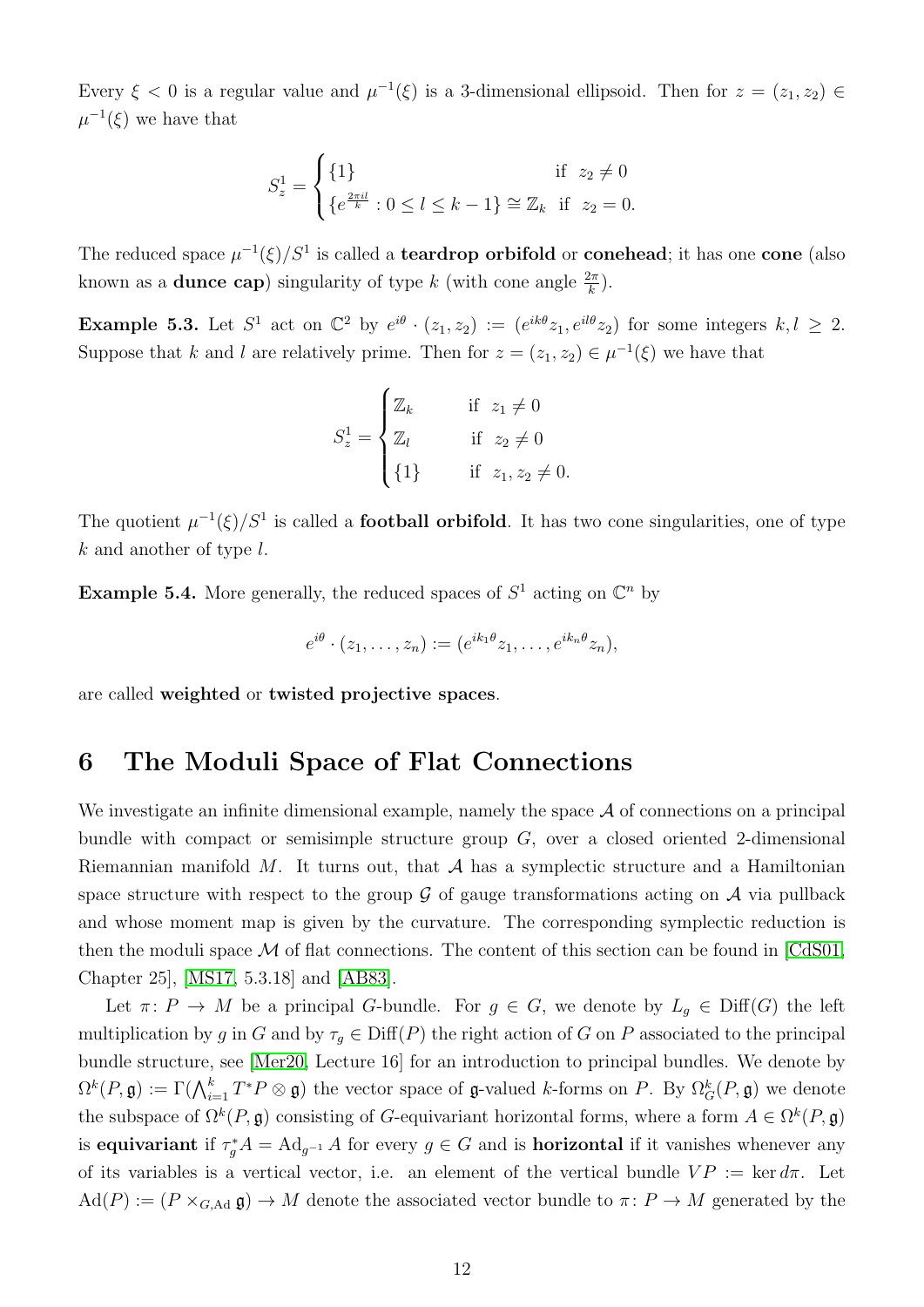Every $\xi < 0$ is a regular value and $\mu^{-1}(\xi)$ is a 3-dimensional ellipsoid. Then for $z = (z_1, z_2) \in \mu^{-1}(\xi)$ we have that

$$S^1_z = \begin{cases} \{1\} & \text{if } \ z_2 \neq 0 \\ \{e^{\frac{2\pi i l}{k}} : 0 \leq l \leq k-1\} \cong \mathbb{Z}_k & \text{if } \ z_2 = 0. \end{cases}$$

The reduced space $\mu^{-1}(\xi)/S^1$ is called a **teardrop orbifold** or **conehead**; it has one **cone** (also known as a **dunce cap**) singularity of type $k$ (with cone angle $\frac{2\pi}{k}$).

**Example 5.3.** Let $S^1$ act on $\mathbb{C}^2$ by $e^{i\theta} \cdot (z_1, z_2) := (e^{ik\theta} z_1, e^{il\theta} z_2)$ for some integers $k, l \geq 2$. Suppose that $k$ and $l$ are relatively prime. Then for $z = (z_1, z_2) \in \mu^{-1}(\xi)$ we have that

$$S^1_z = \begin{cases} \mathbb{Z}_k & \text{if } \ z_1 \neq 0 \\ \mathbb{Z}_l & \text{if } \ z_2 \neq 0 \\ \{1\} & \text{if } \ z_1, z_2 \neq 0. \end{cases}$$

The quotient $\mu^{-1}(\xi)/S^1$ is called a **football orbifold**. It has two cone singularities, one of type $k$ and another of type $l$.

**Example 5.4.** More generally, the reduced spaces of $S^1$ acting on $\mathbb{C}^n$ by

$$e^{i\theta} \cdot (z_1, \ldots, z_n) := (e^{ik_1\theta} z_1, \ldots, e^{ik_n\theta} z_n),$$

are called **weighted** or **twisted projective spaces**.

# 6 The Moduli Space of Flat Connections

We investigate an infinite dimensional example, namely the space $\mathcal{A}$ of connections on a principal bundle with compact or semisimple structure group $G$, over a closed oriented 2-dimensional Riemannian manifold $M$. It turns out, that $\mathcal{A}$ has a symplectic structure and a Hamiltonian space structure with respect to the group $\mathcal{G}$ of gauge transformations acting on $\mathcal{A}$ via pullback and whose moment map is given by the curvature. The corresponding symplectic reduction is then the moduli space $\mathcal{M}$ of flat connections. The content of this section can be found in [CdS01, Chapter 25], [MS17, 5.3.18] and [AB83].

Let $\pi\colon P \to M$ be a principal $G$-bundle. For $g \in G$, we denote by $L_g \in \mathrm{Diff}(G)$ the left multiplication by $g$ in $G$ and by $\tau_g \in \mathrm{Diff}(P)$ the right action of $G$ on $P$ associated to the principal bundle structure, see [Mer20, Lecture 16] for an introduction to principal bundles. We denote by $\Omega^k(P, \mathfrak{g}) := \Gamma(\bigwedge_{i=1}^k T^*P \otimes \mathfrak{g})$ the vector space of $\mathfrak{g}$-valued $k$-forms on $P$. By $\Omega^k_G(P, \mathfrak{g})$ we denote the subspace of $\Omega^k(P, \mathfrak{g})$ consisting of $G$-equivariant horizontal forms, where a form $A \in \Omega^k(P, \mathfrak{g})$ is **equivariant** if $\tau_g^* A = \mathrm{Ad}_{g^{-1}} A$ for every $g \in G$ and is **horizontal** if it vanishes whenever any of its variables is a vertical vector, i.e. an element of the vertical bundle $VP := \ker d\pi$. Let $\mathrm{Ad}(P) := (P \times_{G,\mathrm{Ad}} \mathfrak{g}) \to M$ denote the associated vector bundle to $\pi\colon P \to M$ generated by the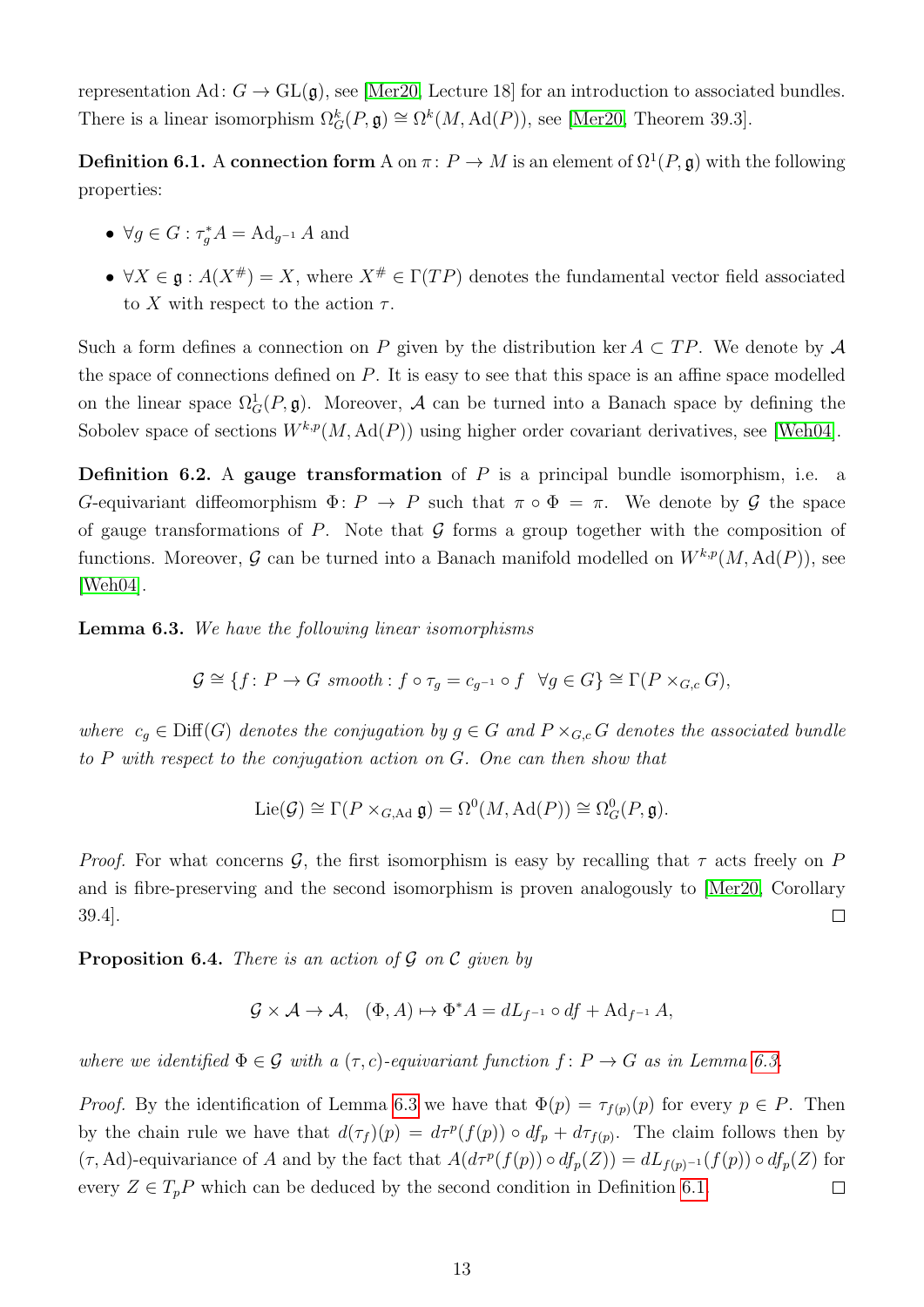representation $\mathrm{Ad}\colon G \to \mathrm{GL}(\mathfrak{g})$, see [Mer20, Lecture 18] for an introduction to associated bundles. There is a linear isomorphism $\Omega^k_G(P,\mathfrak{g}) \cong \Omega^k(M, \mathrm{Ad}(P))$, see [Mer20, Theorem 39.3].

**Definition 6.1.** A **connection form** A on $\pi\colon P \to M$ is an element of $\Omega^1(P,\mathfrak{g})$ with the following properties:

- $\forall g \in G : \tau_g^* A = \mathrm{Ad}_{g^{-1}} A$ and
- $\forall X \in \mathfrak{g} : A(X^\#) = X$, where $X^\# \in \Gamma(TP)$ denotes the fundamental vector field associated to $X$ with respect to the action $\tau$.

Such a form defines a connection on $P$ given by the distribution $\ker A \subset TP$. We denote by $\mathcal{A}$ the space of connections defined on $P$. It is easy to see that this space is an affine space modelled on the linear space $\Omega^1_G(P,\mathfrak{g})$. Moreover, $\mathcal{A}$ can be turned into a Banach space by defining the Sobolev space of sections $W^{k,p}(M, \mathrm{Ad}(P))$ using higher order covariant derivatives, see [Weh04].

**Definition 6.2.** A **gauge transformation** of $P$ is a principal bundle isomorphism, i.e. a $G$-equivariant diffeomorphism $\Phi\colon P \to P$ such that $\pi \circ \Phi = \pi$. We denote by $\mathcal{G}$ the space of gauge transformations of $P$. Note that $\mathcal{G}$ forms a group together with the composition of functions. Moreover, $\mathcal{G}$ can be turned into a Banach manifold modelled on $W^{k,p}(M, \mathrm{Ad}(P))$, see [Weh04].

**Lemma 6.3.** *We have the following linear isomorphisms*

$$\mathcal{G} \cong \{f\colon P \to G \text{ smooth} : f \circ \tau_g = c_{g^{-1}} \circ f \quad \forall g \in G\} \cong \Gamma(P \times_{G,c} G),$$

*where* $c_g \in \mathrm{Diff}(G)$ *denotes the conjugation by* $g \in G$ *and* $P \times_{G,c} G$ *denotes the associated bundle to* $P$ *with respect to the conjugation action on* $G$*. One can then show that*

$$\mathrm{Lie}(\mathcal{G}) \cong \Gamma(P \times_{G,\mathrm{Ad}} \mathfrak{g}) = \Omega^0(M, \mathrm{Ad}(P)) \cong \Omega^0_G(P,\mathfrak{g}).$$

*Proof.* For what concerns $\mathcal{G}$, the first isomorphism is easy by recalling that $\tau$ acts freely on $P$ and is fibre-preserving and the second isomorphism is proven analogously to [Mer20, Corollary 39.4]. □

**Proposition 6.4.** *There is an action of* $\mathcal{G}$ *on* $\mathcal{C}$ *given by*

$$\mathcal{G} \times \mathcal{A} \to \mathcal{A}, \quad (\Phi, A) \mapsto \Phi^* A = dL_{f^{-1}} \circ df + \mathrm{Ad}_{f^{-1}} A,$$

*where we identified* $\Phi \in \mathcal{G}$ *with a* $(\tau, c)$*-equivariant function* $f\colon P \to G$ *as in Lemma 6.3.*

*Proof.* By the identification of Lemma 6.3 we have that $\Phi(p) = \tau_{f(p)}(p)$ for every $p \in P$. Then by the chain rule we have that $d(\tau_f)(p) = d\tau^p(f(p)) \circ df_p + d\tau_{f(p)}$. The claim follows then by $(\tau, \mathrm{Ad})$-equivariance of $A$ and by the fact that $A(d\tau^p(f(p)) \circ df_p(Z)) = dL_{f(p)^{-1}}(f(p)) \circ df_p(Z)$ for every $Z \in T_pP$ which can be deduced by the second condition in Definition 6.1. □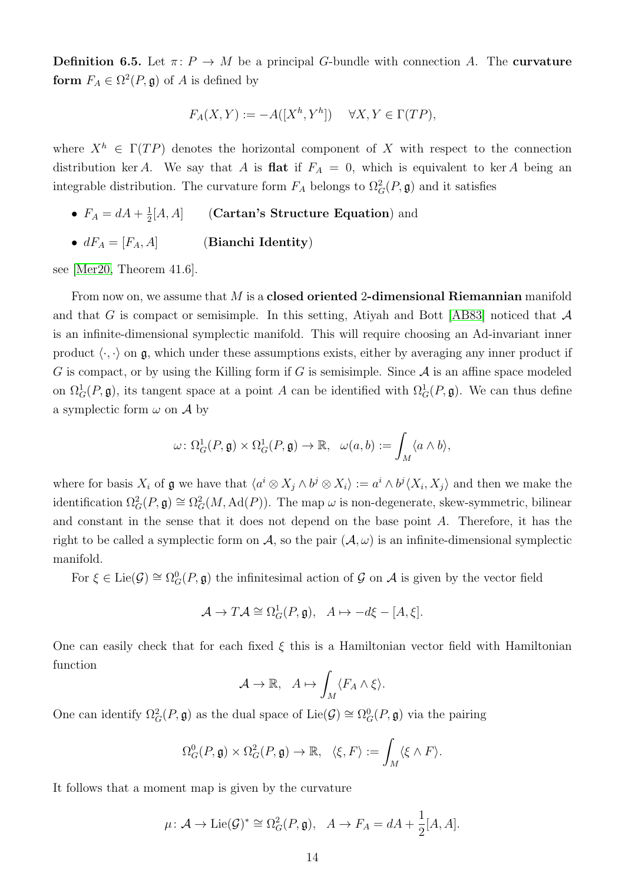**Definition 6.5.** Let $\pi\colon P \to M$ be a principal $G$-bundle with connection $A$. The **curvature form** $F_A \in \Omega^2(P, \mathfrak{g})$ of $A$ is defined by

$$F_A(X, Y) := -A([X^h, Y^h]) \quad \forall X, Y \in \Gamma(TP),$$

where $X^h \in \Gamma(TP)$ denotes the horizontal component of $X$ with respect to the connection distribution $\ker A$. We say that $A$ is **flat** if $F_A = 0$, which is equivalent to $\ker A$ being an integrable distribution. The curvature form $F_A$ belongs to $\Omega^2_G(P, \mathfrak{g})$ and it satisfies

- $F_A = dA + \frac{1}{2}[A, A]$ (**Cartan's Structure Equation**) and
- $dF_A = [F_A, A]$ (**Bianchi Identity**)

see [Mer20, Theorem 41.6].

From now on, we assume that $M$ is a **closed oriented 2-dimensional Riemannian** manifold and that $G$ is compact or semisimple. In this setting, Atiyah and Bott [AB83] noticed that $\mathcal{A}$ is an infinite-dimensional symplectic manifold. This will require choosing an Ad-invariant inner product $\langle \cdot, \cdot \rangle$ on $\mathfrak{g}$, which under these assumptions exists, either by averaging any inner product if $G$ is compact, or by using the Killing form if $G$ is semisimple. Since $\mathcal{A}$ is an affine space modeled on $\Omega^1_G(P, \mathfrak{g})$, its tangent space at a point $A$ can be identified with $\Omega^1_G(P, \mathfrak{g})$. We can thus define a symplectic form $\omega$ on $\mathcal{A}$ by

$$\omega\colon \Omega^1_G(P, \mathfrak{g}) \times \Omega^1_G(P, \mathfrak{g}) \to \mathbb{R}, \quad \omega(a, b) := \int_M \langle a \wedge b \rangle,$$

where for basis $X_i$ of $\mathfrak{g}$ we have that $\langle a^i \otimes X_j \wedge b^j \otimes X_i \rangle := a^i \wedge b^j \langle X_i, X_j \rangle$ and then we make the identification $\Omega^2_G(P, \mathfrak{g}) \cong \Omega^2_G(M, \mathrm{Ad}(P))$. The map $\omega$ is non-degenerate, skew-symmetric, bilinear and constant in the sense that it does not depend on the base point $A$. Therefore, it has the right to be called a symplectic form on $\mathcal{A}$, so the pair $(\mathcal{A}, \omega)$ is an infinite-dimensional symplectic manifold.

For $\xi \in \mathrm{Lie}(\mathcal{G}) \cong \Omega^0_G(P, \mathfrak{g})$ the infinitesimal action of $\mathcal{G}$ on $\mathcal{A}$ is given by the vector field

$$\mathcal{A} \to T\mathcal{A} \cong \Omega^1_G(P, \mathfrak{g}), \quad A \mapsto -d\xi - [A, \xi].$$

One can easily check that for each fixed $\xi$ this is a Hamiltonian vector field with Hamiltonian function

$$\mathcal{A} \to \mathbb{R}, \quad A \mapsto \int_M \langle F_A \wedge \xi \rangle.$$

One can identify $\Omega^2_G(P, \mathfrak{g})$ as the dual space of $\mathrm{Lie}(\mathcal{G}) \cong \Omega^0_G(P, \mathfrak{g})$ via the pairing

$$\Omega^0_G(P, \mathfrak{g}) \times \Omega^2_G(P, \mathfrak{g}) \to \mathbb{R}, \quad \langle \xi, F \rangle := \int_M \langle \xi \wedge F \rangle.$$

It follows that a moment map is given by the curvature

$$\mu\colon \mathcal{A} \to \mathrm{Lie}(\mathcal{G})^* \cong \Omega^2_G(P, \mathfrak{g}), \quad A \to F_A = dA + \frac{1}{2}[A, A].$$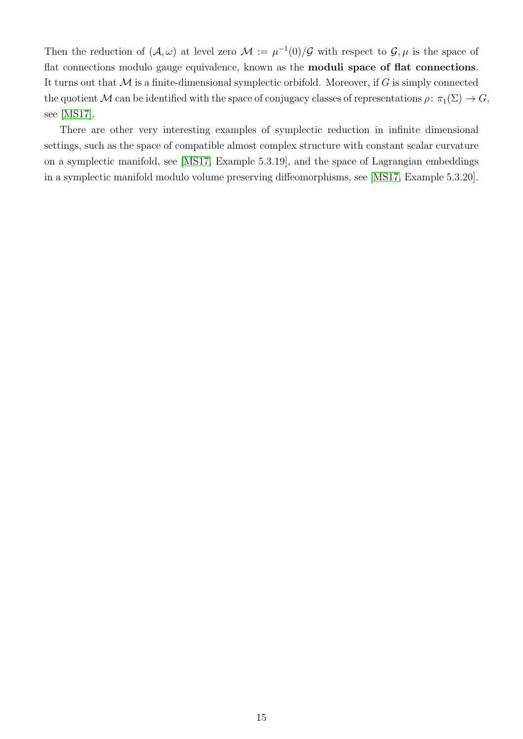Then the reduction of $(\mathcal{A}, \omega)$ at level zero $\mathcal{M} := \mu^{-1}(0)/\mathcal{G}$ with respect to $\mathcal{G}, \mu$ is the space of flat connections modulo gauge equivalence, known as the **moduli space of flat connections**. It turns out that $\mathcal{M}$ is a finite-dimensional symplectic orbifold. Moreover, if $G$ is simply connected the quotient $\mathcal{M}$ can be identified with the space of conjugacy classes of representations $\rho\colon \pi_1(\Sigma) \to G$, see [MS17].

There are other very interesting examples of symplectic reduction in infinite dimensional settings, such as the space of compatible almost complex structure with constant scalar curvature on a symplectic manifold, see [MS17, Example 5.3.19], and the space of Lagrangian embeddings in a symplectic manifold modulo volume preserving diffeomorphisms, see [MS17, Example 5.3.20].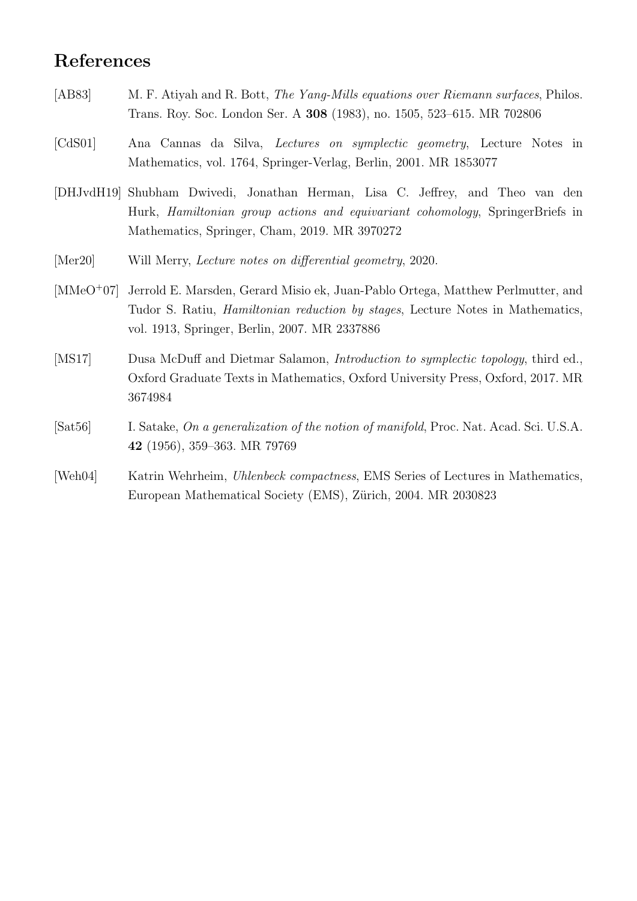# References

[AB83] M. F. Atiyah and R. Bott, *The Yang-Mills equations over Riemann surfaces*, Philos. Trans. Roy. Soc. London Ser. A **308** (1983), no. 1505, 523–615. MR 702806

[CdS01] Ana Cannas da Silva, *Lectures on symplectic geometry*, Lecture Notes in Mathematics, vol. 1764, Springer-Verlag, Berlin, 2001. MR 1853077

[DHJvdH19] Shubham Dwivedi, Jonathan Herman, Lisa C. Jeffrey, and Theo van den Hurk, *Hamiltonian group actions and equivariant cohomology*, SpringerBriefs in Mathematics, Springer, Cham, 2019. MR 3970272

[Mer20] Will Merry, *Lecture notes on differential geometry*, 2020.

[MMeO+07] Jerrold E. Marsden, Gerard Misio ek, Juan-Pablo Ortega, Matthew Perlmutter, and Tudor S. Ratiu, *Hamiltonian reduction by stages*, Lecture Notes in Mathematics, vol. 1913, Springer, Berlin, 2007. MR 2337886

[MS17] Dusa McDuff and Dietmar Salamon, *Introduction to symplectic topology*, third ed., Oxford Graduate Texts in Mathematics, Oxford University Press, Oxford, 2017. MR 3674984

[Sat56] I. Satake, *On a generalization of the notion of manifold*, Proc. Nat. Acad. Sci. U.S.A. **42** (1956), 359–363. MR 79769

[Weh04] Katrin Wehrheim, *Uhlenbeck compactness*, EMS Series of Lectures in Mathematics, European Mathematical Society (EMS), Zürich, 2004. MR 2030823